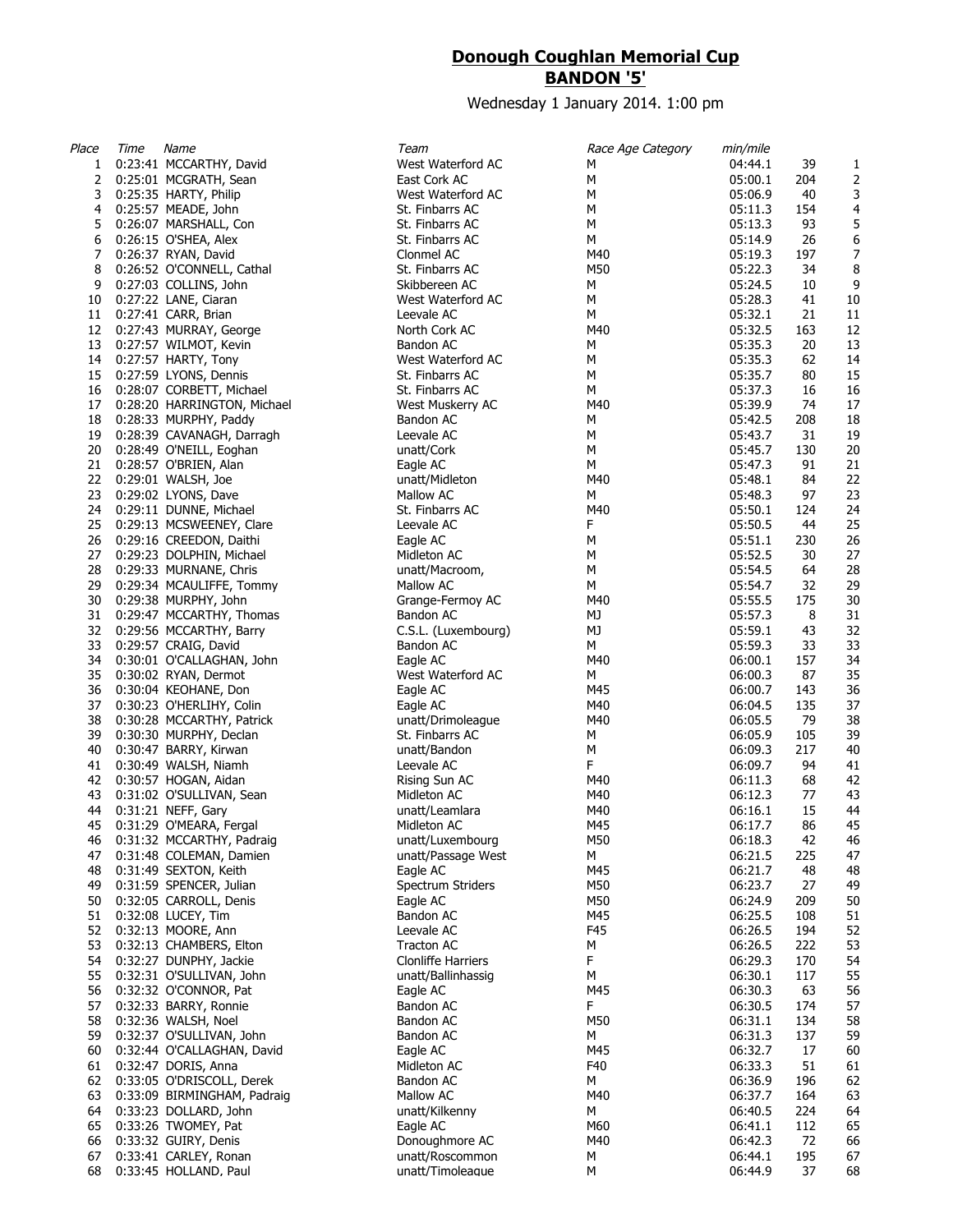## **Donough Coughlan Memorial Cup**
## **BANDON '5'**

Wednesday 1 January 2014. 1:00 pm

| *Place* | *Time* | *Name* | *Team* | *Race Age Category* | *min/mile* | | |
|---|---|---|---|---|---|---|---|
| 1 | 0:23:41 | MCCARTHY, David | West Waterford AC | M | 04:44.1 | 39 | 1 |
| 2 | 0:25:01 | MCGRATH, Sean | East Cork AC | M | 05:00.1 | 204 | 2 |
| 3 | 0:25:35 | HARTY, Philip | West Waterford AC | M | 05:06.9 | 40 | 3 |
| 4 | 0:25:57 | MEADE, John | St. Finbarrs AC | M | 05:11.3 | 154 | 4 |
| 5 | 0:26:07 | MARSHALL, Con | St. Finbarrs AC | M | 05:13.3 | 93 | 5 |
| 6 | 0:26:15 | O'SHEA, Alex | St. Finbarrs AC | M | 05:14.9 | 26 | 6 |
| 7 | 0:26:37 | RYAN, David | Clonmel AC | M40 | 05:19.3 | 197 | 7 |
| 8 | 0:26:52 | O'CONNELL, Cathal | St. Finbarrs AC | M50 | 05:22.3 | 34 | 8 |
| 9 | 0:27:03 | COLLINS, John | Skibbereen AC | M | 05:24.5 | 10 | 9 |
| 10 | 0:27:22 | LANE, Ciaran | West Waterford AC | M | 05:28.3 | 41 | 10 |
| 11 | 0:27:41 | CARR, Brian | Leevale AC | M | 05:32.1 | 21 | 11 |
| 12 | 0:27:43 | MURRAY, George | North Cork AC | M40 | 05:32.5 | 163 | 12 |
| 13 | 0:27:57 | WILMOT, Kevin | Bandon AC | M | 05:35.3 | 20 | 13 |
| 14 | 0:27:57 | HARTY, Tony | West Waterford AC | M | 05:35.3 | 62 | 14 |
| 15 | 0:27:59 | LYONS, Dennis | St. Finbarrs AC | M | 05:35.7 | 80 | 15 |
| 16 | 0:28:07 | CORBETT, Michael | St. Finbarrs AC | M | 05:37.3 | 16 | 16 |
| 17 | 0:28:20 | HARRINGTON, Michael | West Muskerry AC | M40 | 05:39.9 | 74 | 17 |
| 18 | 0:28:33 | MURPHY, Paddy | Bandon AC | M | 05:42.5 | 208 | 18 |
| 19 | 0:28:39 | CAVANAGH, Darragh | Leevale AC | M | 05:43.7 | 31 | 19 |
| 20 | 0:28:49 | O'NEILL, Eoghan | unatt/Cork | M | 05:45.7 | 130 | 20 |
| 21 | 0:28:57 | O'BRIEN, Alan | Eagle AC | M | 05:47.3 | 91 | 21 |
| 22 | 0:29:01 | WALSH, Joe | unatt/Midleton | M40 | 05:48.1 | 84 | 22 |
| 23 | 0:29:02 | LYONS, Dave | Mallow AC | M | 05:48.3 | 97 | 23 |
| 24 | 0:29:11 | DUNNE, Michael | St. Finbarrs AC | M40 | 05:50.1 | 124 | 24 |
| 25 | 0:29:13 | MCSWEENEY, Clare | Leevale AC | F | 05:50.5 | 44 | 25 |
| 26 | 0:29:16 | CREEDON, Daithi | Eagle AC | M | 05:51.1 | 230 | 26 |
| 27 | 0:29:23 | DOLPHIN, Michael | Midleton AC | M | 05:52.5 | 30 | 27 |
| 28 | 0:29:33 | MURNANE, Chris | unatt/Macroom, | M | 05:54.5 | 64 | 28 |
| 29 | 0:29:34 | MCAULIFFE, Tommy | Mallow AC | M | 05:54.7 | 32 | 29 |
| 30 | 0:29:38 | MURPHY, John | Grange-Fermoy AC | M40 | 05:55.5 | 175 | 30 |
| 31 | 0:29:47 | MCCARTHY, Thomas | Bandon AC | MJ | 05:57.3 | 8 | 31 |
| 32 | 0:29:56 | MCCARTHY, Barry | C.S.L. (Luxembourg) | MJ | 05:59.1 | 43 | 32 |
| 33 | 0:29:57 | CRAIG, David | Bandon AC | M | 05:59.3 | 33 | 33 |
| 34 | 0:30:01 | O'CALLAGHAN, John | Eagle AC | M40 | 06:00.1 | 157 | 34 |
| 35 | 0:30:02 | RYAN, Dermot | West Waterford AC | M | 06:00.3 | 87 | 35 |
| 36 | 0:30:04 | KEOHANE, Don | Eagle AC | M45 | 06:00.7 | 143 | 36 |
| 37 | 0:30:23 | O'HERLIHY, Colin | Eagle AC | M40 | 06:04.5 | 135 | 37 |
| 38 | 0:30:28 | MCCARTHY, Patrick | unatt/Drimoleague | M40 | 06:05.5 | 79 | 38 |
| 39 | 0:30:30 | MURPHY, Declan | St. Finbarrs AC | M | 06:05.9 | 105 | 39 |
| 40 | 0:30:47 | BARRY, Kirwan | unatt/Bandon | M | 06:09.3 | 217 | 40 |
| 41 | 0:30:49 | WALSH, Niamh | Leevale AC | F | 06:09.7 | 94 | 41 |
| 42 | 0:30:57 | HOGAN, Aidan | Rising Sun AC | M40 | 06:11.3 | 68 | 42 |
| 43 | 0:31:02 | O'SULLIVAN, Sean | Midleton AC | M40 | 06:12.3 | 77 | 43 |
| 44 | 0:31:21 | NEFF, Gary | unatt/Leamlara | M40 | 06:16.1 | 15 | 44 |
| 45 | 0:31:29 | O'MEARA, Fergal | Midleton AC | M45 | 06:17.7 | 86 | 45 |
| 46 | 0:31:32 | MCCARTHY, Padraig | unatt/Luxembourg | M50 | 06:18.3 | 42 | 46 |
| 47 | 0:31:48 | COLEMAN, Damien | unatt/Passage West | M | 06:21.5 | 225 | 47 |
| 48 | 0:31:49 | SEXTON, Keith | Eagle AC | M45 | 06:21.7 | 48 | 48 |
| 49 | 0:31:59 | SPENCER, Julian | Spectrum Striders | M50 | 06:23.7 | 27 | 49 |
| 50 | 0:32:05 | CARROLL, Denis | Eagle AC | M50 | 06:24.9 | 209 | 50 |
| 51 | 0:32:08 | LUCEY, Tim | Bandon AC | M45 | 06:25.5 | 108 | 51 |
| 52 | 0:32:13 | MOORE, Ann | Leevale AC | F45 | 06:26.5 | 194 | 52 |
| 53 | 0:32:13 | CHAMBERS, Elton | Tracton AC | M | 06:26.5 | 222 | 53 |
| 54 | 0:32:27 | DUNPHY, Jackie | Clonliffe Harriers | F | 06:29.3 | 170 | 54 |
| 55 | 0:32:31 | O'SULLIVAN, John | unatt/Ballinhassig | M | 06:30.1 | 117 | 55 |
| 56 | 0:32:32 | O'CONNOR, Pat | Eagle AC | M45 | 06:30.3 | 63 | 56 |
| 57 | 0:32:33 | BARRY, Ronnie | Bandon AC | F | 06:30.5 | 174 | 57 |
| 58 | 0:32:36 | WALSH, Noel | Bandon AC | M50 | 06:31.1 | 134 | 58 |
| 59 | 0:32:37 | O'SULLIVAN, John | Bandon AC | M | 06:31.3 | 137 | 59 |
| 60 | 0:32:44 | O'CALLAGHAN, David | Eagle AC | M45 | 06:32.7 | 17 | 60 |
| 61 | 0:32:47 | DORIS, Anna | Midleton AC | F40 | 06:33.3 | 51 | 61 |
| 62 | 0:33:05 | O'DRISCOLL, Derek | Bandon AC | M | 06:36.9 | 196 | 62 |
| 63 | 0:33:09 | BIRMINGHAM, Padraig | Mallow AC | M40 | 06:37.7 | 164 | 63 |
| 64 | 0:33:23 | DOLLARD, John | unatt/Kilkenny | M | 06:40.5 | 224 | 64 |
| 65 | 0:33:26 | TWOMEY, Pat | Eagle AC | M60 | 06:41.1 | 112 | 65 |
| 66 | 0:33:32 | GUIRY, Denis | Donoughmore AC | M40 | 06:42.3 | 72 | 66 |
| 67 | 0:33:41 | CARLEY, Ronan | unatt/Roscommon | M | 06:44.1 | 195 | 67 |
| 68 | 0:33:45 | HOLLAND, Paul | unatt/Timoleague | M | 06:44.9 | 37 | 68 |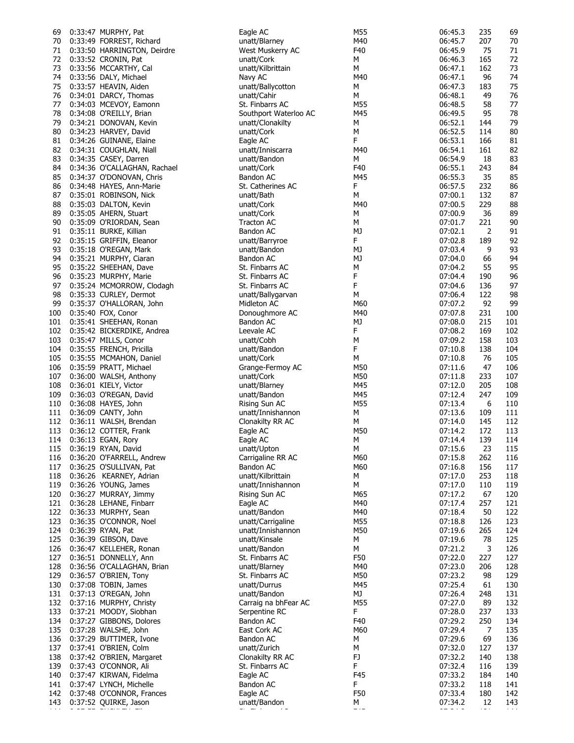| | | | | | | |
|---|---|---|---|---|---|---|
| 69 | 0:33:47 MURPHY, Pat | Eagle AC | M55 | 06:45.3 | 235 | 69 |
| 70 | 0:33:49 FORREST, Richard | unatt/Blarney | M40 | 06:45.7 | 207 | 70 |
| 71 | 0:33:50 HARRINGTON, Deirdre | West Muskerry AC | F40 | 06:45.9 | 75 | 71 |
| 72 | 0:33:52 CRONIN, Pat | unatt/Cork | M | 06:46.3 | 165 | 72 |
| 73 | 0:33:56 MCCARTHY, Cal | unatt/Kilbrittain | M | 06:47.1 | 162 | 73 |
| 74 | 0:33:56 DALY, Michael | Navy AC | M40 | 06:47.1 | 96 | 74 |
| 75 | 0:33:57 HEAVIN, Aiden | unatt/Ballycotton | M | 06:47.3 | 183 | 75 |
| 76 | 0:34:01 DARCY, Thomas | unatt/Cahir | M | 06:48.1 | 49 | 76 |
| 77 | 0:34:03 MCEVOY, Eamonn | St. Finbarrs AC | M55 | 06:48.5 | 58 | 77 |
| 78 | 0:34:08 O'REILLY, Brian | Southport Waterloo AC | M45 | 06:49.5 | 95 | 78 |
| 79 | 0:34:21 DONOVAN, Kevin | unatt/Clonakilty | M | 06:52.1 | 144 | 79 |
| 80 | 0:34:23 HARVEY, David | unatt/Cork | M | 06:52.5 | 114 | 80 |
| 81 | 0:34:26 GUINANE, Elaine | Eagle AC | F | 06:53.1 | 166 | 81 |
| 82 | 0:34:31 COUGHLAN, Niall | unatt/Inniscarra | M40 | 06:54.1 | 161 | 82 |
| 83 | 0:34:35 CASEY, Darren | unatt/Bandon | M | 06:54.9 | 18 | 83 |
| 84 | 0:34:36 O'CALLAGHAN, Rachael | unatt/Cork | F40 | 06:55.1 | 243 | 84 |
| 85 | 0:34:37 O'DONOVAN, Chris | Bandon AC | M45 | 06:55.3 | 35 | 85 |
| 86 | 0:34:48 HAYES, Ann-Marie | St. Catherines AC | F | 06:57.5 | 232 | 86 |
| 87 | 0:35:01 ROBINSON, Nick | unatt/Bath | M | 07:00.1 | 132 | 87 |
| 88 | 0:35:03 DALTON, Kevin | unatt/Cork | M40 | 07:00.5 | 229 | 88 |
| 89 | 0:35:05 AHERN, Stuart | unatt/Cork | M | 07:00.9 | 36 | 89 |
| 90 | 0:35:09 O'RIORDAN, Sean | Tracton AC | M | 07:01.7 | 221 | 90 |
| 91 | 0:35:11 BURKE, Killian | Bandon AC | MJ | 07:02.1 | 2 | 91 |
| 92 | 0:35:15 GRIFFIN, Eleanor | unatt/Barryroe | F | 07:02.8 | 189 | 92 |
| 93 | 0:35:18 O'REGAN, Mark | unatt/Bandon | MJ | 07:03.4 | 9 | 93 |
| 94 | 0:35:21 MURPHY, Ciaran | Bandon AC | MJ | 07:04.0 | 66 | 94 |
| 95 | 0:35:22 SHEEHAN, Dave | St. Finbarrs AC | M | 07:04.2 | 55 | 95 |
| 96 | 0:35:23 MURPHY, Marie | St. Finbarrs AC | F | 07:04.4 | 190 | 96 |
| 97 | 0:35:24 MCMORROW, Clodagh | St. Finbarrs AC | F | 07:04.6 | 136 | 97 |
| 98 | 0:35:33 CURLEY, Dermot | unatt/Ballygarvan | M | 07:06.4 | 122 | 98 |
| 99 | 0:35:37 O'HALLORAN, John | Midleton AC | M60 | 07:07.2 | 92 | 99 |
| 100 | 0:35:40 FOX, Conor | Donoughmore AC | M40 | 07:07.8 | 231 | 100 |
| 101 | 0:35:41 SHEEHAN, Ronan | Bandon AC | MJ | 07:08.0 | 215 | 101 |
| 102 | 0:35:42 BICKERDIKE, Andrea | Leevale AC | F | 07:08.2 | 169 | 102 |
| 103 | 0:35:47 MILLS, Conor | unatt/Cobh | M | 07:09.2 | 158 | 103 |
| 104 | 0:35:55 FRENCH, Pricilla | unatt/Bandon | F | 07:10.8 | 138 | 104 |
| 105 | 0:35:55 MCMAHON, Daniel | unatt/Cork | M | 07:10.8 | 76 | 105 |
| 106 | 0:35:59 PRATT, Michael | Grange-Fermoy AC | M50 | 07:11.6 | 47 | 106 |
| 107 | 0:36:00 WALSH, Anthony | unatt/Cork | M50 | 07:11.8 | 233 | 107 |
| 108 | 0:36:01 KIELY, Victor | unatt/Blarney | M45 | 07:12.0 | 205 | 108 |
| 109 | 0:36:03 O'REGAN, David | unatt/Bandon | M45 | 07:12.4 | 247 | 109 |
| 110 | 0:36:08 HAYES, John | Rising Sun AC | M55 | 07:13.4 | 6 | 110 |
| 111 | 0:36:09 CANTY, John | unatt/Innishannon | M | 07:13.6 | 109 | 111 |
| 112 | 0:36:11 WALSH, Brendan | Clonakilty RR AC | M | 07:14.0 | 145 | 112 |
| 113 | 0:36:12 COTTER, Frank | Eagle AC | M50 | 07:14.2 | 172 | 113 |
| 114 | 0:36:13 EGAN, Rory | Eagle AC | M | 07:14.4 | 139 | 114 |
| 115 | 0:36:19 RYAN, David | unatt/Upton | M | 07:15.6 | 23 | 115 |
| 116 | 0:36:20 O'FARRELL, Andrew | Carrigaline RR AC | M60 | 07:15.8 | 262 | 116 |
| 117 | 0:36:25 O'SULLIVAN, Pat | Bandon AC | M60 | 07:16.8 | 156 | 117 |
| 118 | 0:36:26 KEARNEY, Adrian | unatt/Kilbrittain | M | 07:17.0 | 253 | 118 |
| 119 | 0:36:26 YOUNG, James | unatt/Innishannon | M | 07:17.0 | 110 | 119 |
| 120 | 0:36:27 MURRAY, Jimmy | Rising Sun AC | M65 | 07:17.2 | 67 | 120 |
| 121 | 0:36:28 LEHANE, Finbarr | Eagle AC | M40 | 07:17.4 | 257 | 121 |
| 122 | 0:36:33 MURPHY, Sean | unatt/Bandon | M40 | 07:18.4 | 50 | 122 |
| 123 | 0:36:35 O'CONNOR, Noel | unatt/Carrigaline | M55 | 07:18.8 | 126 | 123 |
| 124 | 0:36:39 RYAN, Pat | unatt/Innishannon | M50 | 07:19.6 | 265 | 124 |
| 125 | 0:36:39 GIBSON, Dave | unatt/Kinsale | M | 07:19.6 | 78 | 125 |
| 126 | 0:36:47 KELLEHER, Ronan | unatt/Bandon | M | 07:21.2 | 3 | 126 |
| 127 | 0:36:51 DONNELLY, Ann | St. Finbarrs AC | F50 | 07:22.0 | 227 | 127 |
| 128 | 0:36:56 O'CALLAGHAN, Brian | unatt/Blarney | M40 | 07:23.0 | 206 | 128 |
| 129 | 0:36:57 O'BRIEN, Tony | St. Finbarrs AC | M50 | 07:23.2 | 98 | 129 |
| 130 | 0:37:08 TOBIN, James | unatt/Durrus | M45 | 07:25.4 | 61 | 130 |
| 131 | 0:37:13 O'REGAN, John | unatt/Bandon | MJ | 07:26.4 | 248 | 131 |
| 132 | 0:37:16 MURPHY, Christy | Carraig na bhFear AC | M55 | 07:27.0 | 89 | 132 |
| 133 | 0:37:21 MOODY, Siobhan | Serpentine RC | F | 07:28.0 | 237 | 133 |
| 134 | 0:37:27 GIBBONS, Dolores | Bandon AC | F40 | 07:29.2 | 250 | 134 |
| 135 | 0:37:28 WALSHE, John | East Cork AC | M60 | 07:29.4 | 7 | 135 |
| 136 | 0:37:29 BUTTIMER, Ivone | Bandon AC | M | 07:29.6 | 69 | 136 |
| 137 | 0:37:41 O'BRIEN, Colm | unatt/Zurich | M | 07:32.0 | 127 | 137 |
| 138 | 0:37:42 O'BRIEN, Margaret | Clonakilty RR AC | FJ | 07:32.2 | 140 | 138 |
| 139 | 0:37:43 O'CONNOR, Ali | St. Finbarrs AC | F | 07:32.4 | 116 | 139 |
| 140 | 0:37:47 KIRWAN, Fidelma | Eagle AC | F45 | 07:33.2 | 184 | 140 |
| 141 | 0:37:47 LYNCH, Michelle | Bandon AC | F | 07:33.2 | 118 | 141 |
| 142 | 0:37:48 O'CONNOR, Frances | Eagle AC | F50 | 07:33.4 | 180 | 142 |
| 143 | 0:37:52 QUIRKE, Jason | unatt/Bandon | M | 07:34.2 | 12 | 143 |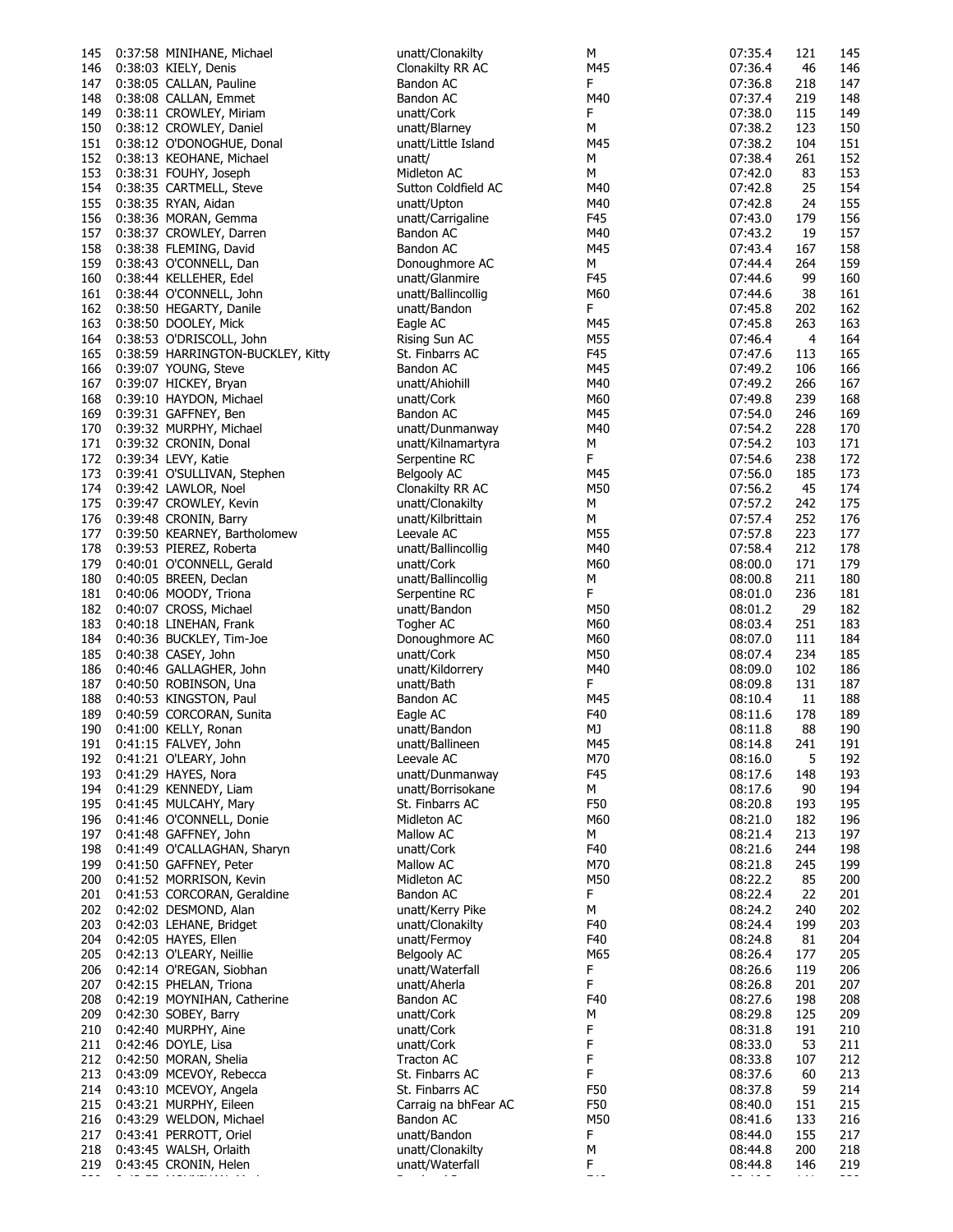| | | | | | | | |
|---|---|---|---|---|---|---|---|
| 145 | 0:37:58 | MINIHANE, Michael | unatt/Clonakilty | M | 07:35.4 | 121 | 145 |
| 146 | 0:38:03 | KIELY, Denis | Clonakilty RR AC | M45 | 07:36.4 | 46 | 146 |
| 147 | 0:38:05 | CALLAN, Pauline | Bandon AC | F | 07:36.8 | 218 | 147 |
| 148 | 0:38:08 | CALLAN, Emmet | Bandon AC | M40 | 07:37.4 | 219 | 148 |
| 149 | 0:38:11 | CROWLEY, Miriam | unatt/Cork | F | 07:38.0 | 115 | 149 |
| 150 | 0:38:12 | CROWLEY, Daniel | unatt/Blarney | M | 07:38.2 | 123 | 150 |
| 151 | 0:38:12 | O'DONOGHUE, Donal | unatt/Little Island | M45 | 07:38.2 | 104 | 151 |
| 152 | 0:38:13 | KEOHANE, Michael | unatt/ | M | 07:38.4 | 261 | 152 |
| 153 | 0:38:31 | FOUHY, Joseph | Midleton AC | M | 07:42.0 | 83 | 153 |
| 154 | 0:38:35 | CARTMELL, Steve | Sutton Coldfield AC | M40 | 07:42.8 | 25 | 154 |
| 155 | 0:38:35 | RYAN, Aidan | unatt/Upton | M40 | 07:42.8 | 24 | 155 |
| 156 | 0:38:36 | MORAN, Gemma | unatt/Carrigaline | F45 | 07:43.0 | 179 | 156 |
| 157 | 0:38:37 | CROWLEY, Darren | Bandon AC | M40 | 07:43.2 | 19 | 157 |
| 158 | 0:38:38 | FLEMING, David | Bandon AC | M45 | 07:43.4 | 167 | 158 |
| 159 | 0:38:43 | O'CONNELL, Dan | Donoughmore AC | M | 07:44.4 | 264 | 159 |
| 160 | 0:38:44 | KELLEHER, Edel | unatt/Glanmire | F45 | 07:44.6 | 99 | 160 |
| 161 | 0:38:44 | O'CONNELL, John | unatt/Ballincollig | M60 | 07:44.6 | 38 | 161 |
| 162 | 0:38:50 | HEGARTY, Danile | unatt/Bandon | F | 07:45.8 | 202 | 162 |
| 163 | 0:38:50 | DOOLEY, Mick | Eagle AC | M45 | 07:45.8 | 263 | 163 |
| 164 | 0:38:53 | O'DRISCOLL, John | Rising Sun AC | M55 | 07:46.4 | 4 | 164 |
| 165 | 0:38:59 | HARRINGTON-BUCKLEY, Kitty | St. Finbarrs AC | F45 | 07:47.6 | 113 | 165 |
| 166 | 0:39:07 | YOUNG, Steve | Bandon AC | M45 | 07:49.2 | 106 | 166 |
| 167 | 0:39:07 | HICKEY, Bryan | unatt/Ahiohill | M40 | 07:49.2 | 266 | 167 |
| 168 | 0:39:10 | HAYDON, Michael | unatt/Cork | M60 | 07:49.8 | 239 | 168 |
| 169 | 0:39:31 | GAFFNEY, Ben | Bandon AC | M45 | 07:54.0 | 246 | 169 |
| 170 | 0:39:32 | MURPHY, Michael | unatt/Dunmanway | M40 | 07:54.2 | 228 | 170 |
| 171 | 0:39:32 | CRONIN, Donal | unatt/Kilnamartyra | M | 07:54.2 | 103 | 171 |
| 172 | 0:39:34 | LEVY, Katie | Serpentine RC | F | 07:54.6 | 238 | 172 |
| 173 | 0:39:41 | O'SULLIVAN, Stephen | Belgooly AC | M45 | 07:56.0 | 185 | 173 |
| 174 | 0:39:42 | LAWLOR, Noel | Clonakilty RR AC | M50 | 07:56.2 | 45 | 174 |
| 175 | 0:39:47 | CROWLEY, Kevin | unatt/Clonakilty | M | 07:57.2 | 242 | 175 |
| 176 | 0:39:48 | CRONIN, Barry | unatt/Kilbrittain | M | 07:57.4 | 252 | 176 |
| 177 | 0:39:50 | KEARNEY, Bartholomew | Leevale AC | M55 | 07:57.8 | 223 | 177 |
| 178 | 0:39:53 | PIEREZ, Roberta | unatt/Ballincollig | M40 | 07:58.4 | 212 | 178 |
| 179 | 0:40:01 | O'CONNELL, Gerald | unatt/Cork | M60 | 08:00.0 | 171 | 179 |
| 180 | 0:40:05 | BREEN, Declan | unatt/Ballincollig | M | 08:00.8 | 211 | 180 |
| 181 | 0:40:06 | MOODY, Triona | Serpentine RC | F | 08:01.0 | 236 | 181 |
| 182 | 0:40:07 | CROSS, Michael | unatt/Bandon | M50 | 08:01.2 | 29 | 182 |
| 183 | 0:40:18 | LINEHAN, Frank | Togher AC | M60 | 08:03.4 | 251 | 183 |
| 184 | 0:40:36 | BUCKLEY, Tim-Joe | Donoughmore AC | M60 | 08:07.0 | 111 | 184 |
| 185 | 0:40:38 | CASEY, John | unatt/Cork | M50 | 08:07.4 | 234 | 185 |
| 186 | 0:40:46 | GALLAGHER, John | unatt/Kildorrery | M40 | 08:09.0 | 102 | 186 |
| 187 | 0:40:50 | ROBINSON, Una | unatt/Bath | F | 08:09.8 | 131 | 187 |
| 188 | 0:40:53 | KINGSTON, Paul | Bandon AC | M45 | 08:10.4 | 11 | 188 |
| 189 | 0:40:59 | CORCORAN, Sunita | Eagle AC | F40 | 08:11.6 | 178 | 189 |
| 190 | 0:41:00 | KELLY, Ronan | unatt/Bandon | MJ | 08:11.8 | 88 | 190 |
| 191 | 0:41:15 | FALVEY, John | unatt/Ballineen | M45 | 08:14.8 | 241 | 191 |
| 192 | 0:41:21 | O'LEARY, John | Leevale AC | M70 | 08:16.0 | 5 | 192 |
| 193 | 0:41:29 | HAYES, Nora | unatt/Dunmanway | F45 | 08:17.6 | 148 | 193 |
| 194 | 0:41:29 | KENNEDY, Liam | unatt/Borrisokane | M | 08:17.6 | 90 | 194 |
| 195 | 0:41:45 | MULCAHY, Mary | St. Finbarrs AC | F50 | 08:20.8 | 193 | 195 |
| 196 | 0:41:46 | O'CONNELL, Donie | Midleton AC | M60 | 08:21.0 | 182 | 196 |
| 197 | 0:41:48 | GAFFNEY, John | Mallow AC | M | 08:21.4 | 213 | 197 |
| 198 | 0:41:49 | O'CALLAGHAN, Sharyn | unatt/Cork | F40 | 08:21.6 | 244 | 198 |
| 199 | 0:41:50 | GAFFNEY, Peter | Mallow AC | M70 | 08:21.8 | 245 | 199 |
| 200 | 0:41:52 | MORRISON, Kevin | Midleton AC | M50 | 08:22.2 | 85 | 200 |
| 201 | 0:41:53 | CORCORAN, Geraldine | Bandon AC | F | 08:22.4 | 22 | 201 |
| 202 | 0:42:02 | DESMOND, Alan | unatt/Kerry Pike | M | 08:24.2 | 240 | 202 |
| 203 | 0:42:03 | LEHANE, Bridget | unatt/Clonakilty | F40 | 08:24.4 | 199 | 203 |
| 204 | 0:42:05 | HAYES, Ellen | unatt/Fermoy | F40 | 08:24.8 | 81 | 204 |
| 205 | 0:42:13 | O'LEARY, Neillie | Belgooly AC | M65 | 08:26.4 | 177 | 205 |
| 206 | 0:42:14 | O'REGAN, Siobhan | unatt/Waterfall | F | 08:26.6 | 119 | 206 |
| 207 | 0:42:15 | PHELAN, Triona | unatt/Aherla | F | 08:26.8 | 201 | 207 |
| 208 | 0:42:19 | MOYNIHAN, Catherine | Bandon AC | F40 | 08:27.6 | 198 | 208 |
| 209 | 0:42:30 | SOBEY, Barry | unatt/Cork | M | 08:29.8 | 125 | 209 |
| 210 | 0:42:40 | MURPHY, Aine | unatt/Cork | F | 08:31.8 | 191 | 210 |
| 211 | 0:42:46 | DOYLE, Lisa | unatt/Cork | F | 08:33.0 | 53 | 211 |
| 212 | 0:42:50 | MORAN, Shelia | Tracton AC | F | 08:33.8 | 107 | 212 |
| 213 | 0:43:09 | MCEVOY, Rebecca | St. Finbarrs AC | F | 08:37.6 | 60 | 213 |
| 214 | 0:43:10 | MCEVOY, Angela | St. Finbarrs AC | F50 | 08:37.8 | 59 | 214 |
| 215 | 0:43:21 | MURPHY, Eileen | Carraig na bhFear AC | F50 | 08:40.0 | 151 | 215 |
| 216 | 0:43:29 | WELDON, Michael | Bandon AC | M50 | 08:41.6 | 133 | 216 |
| 217 | 0:43:41 | PERROTT, Oriel | unatt/Bandon | F | 08:44.0 | 155 | 217 |
| 218 | 0:43:45 | WALSH, Orlaith | unatt/Clonakilty | M | 08:44.8 | 200 | 218 |
| 219 | 0:43:45 | CRONIN, Helen | unatt/Waterfall | F | 08:44.8 | 146 | 219 |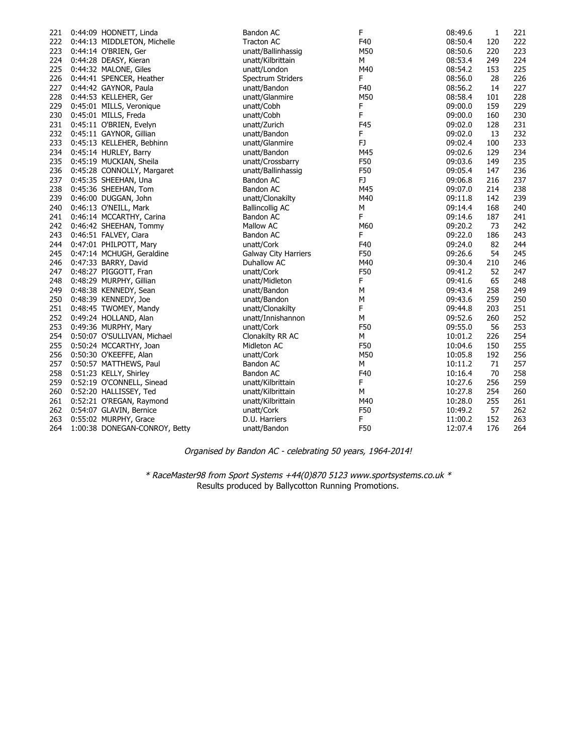| | | | | | | | |
|---|---|---|---|---|---|---|---|
| 221 | 0:44:09 | HODNETT, Linda | Bandon AC | F | 08:49.6 | 1 | 221 |
| 222 | 0:44:13 | MIDDLETON, Michelle | Tracton AC | F40 | 08:50.4 | 120 | 222 |
| 223 | 0:44:14 | O'BRIEN, Ger | unatt/Ballinhassig | M50 | 08:50.6 | 220 | 223 |
| 224 | 0:44:28 | DEASY, Kieran | unatt/Kilbrittain | M | 08:53.4 | 249 | 224 |
| 225 | 0:44:32 | MALONE, Giles | unatt/London | M40 | 08:54.2 | 153 | 225 |
| 226 | 0:44:41 | SPENCER, Heather | Spectrum Striders | F | 08:56.0 | 28 | 226 |
| 227 | 0:44:42 | GAYNOR, Paula | unatt/Bandon | F40 | 08:56.2 | 14 | 227 |
| 228 | 0:44:53 | KELLEHER, Ger | unatt/Glanmire | M50 | 08:58.4 | 101 | 228 |
| 229 | 0:45:01 | MILLS, Veronique | unatt/Cobh | F | 09:00.0 | 159 | 229 |
| 230 | 0:45:01 | MILLS, Freda | unatt/Cobh | F | 09:00.0 | 160 | 230 |
| 231 | 0:45:11 | O'BRIEN, Evelyn | unatt/Zurich | F45 | 09:02.0 | 128 | 231 |
| 232 | 0:45:11 | GAYNOR, Gillian | unatt/Bandon | F | 09:02.0 | 13 | 232 |
| 233 | 0:45:13 | KELLEHER, Bebhinn | unatt/Glanmire | FJ | 09:02.4 | 100 | 233 |
| 234 | 0:45:14 | HURLEY, Barry | unatt/Bandon | M45 | 09:02.6 | 129 | 234 |
| 235 | 0:45:19 | MUCKIAN, Sheila | unatt/Crossbarry | F50 | 09:03.6 | 149 | 235 |
| 236 | 0:45:28 | CONNOLLY, Margaret | unatt/Ballinhassig | F50 | 09:05.4 | 147 | 236 |
| 237 | 0:45:35 | SHEEHAN, Una | Bandon AC | FJ | 09:06.8 | 216 | 237 |
| 238 | 0:45:36 | SHEEHAN, Tom | Bandon AC | M45 | 09:07.0 | 214 | 238 |
| 239 | 0:46:00 | DUGGAN, John | unatt/Clonakilty | M40 | 09:11.8 | 142 | 239 |
| 240 | 0:46:13 | O'NEILL, Mark | Ballincollig AC | M | 09:14.4 | 168 | 240 |
| 241 | 0:46:14 | MCCARTHY, Carina | Bandon AC | F | 09:14.6 | 187 | 241 |
| 242 | 0:46:42 | SHEEHAN, Tommy | Mallow AC | M60 | 09:20.2 | 73 | 242 |
| 243 | 0:46:51 | FALVEY, Ciara | Bandon AC | F | 09:22.0 | 186 | 243 |
| 244 | 0:47:01 | PHILPOTT, Mary | unatt/Cork | F40 | 09:24.0 | 82 | 244 |
| 245 | 0:47:14 | MCHUGH, Geraldine | Galway City Harriers | F50 | 09:26.6 | 54 | 245 |
| 246 | 0:47:33 | BARRY, David | Duhallow AC | M40 | 09:30.4 | 210 | 246 |
| 247 | 0:48:27 | PIGGOTT, Fran | unatt/Cork | F50 | 09:41.2 | 52 | 247 |
| 248 | 0:48:29 | MURPHY, Gillian | unatt/Midleton | F | 09:41.6 | 65 | 248 |
| 249 | 0:48:38 | KENNEDY, Sean | unatt/Bandon | M | 09:43.4 | 258 | 249 |
| 250 | 0:48:39 | KENNEDY, Joe | unatt/Bandon | M | 09:43.6 | 259 | 250 |
| 251 | 0:48:45 | TWOMEY, Mandy | unatt/Clonakilty | F | 09:44.8 | 203 | 251 |
| 252 | 0:49:24 | HOLLAND, Alan | unatt/Innishannon | M | 09:52.6 | 260 | 252 |
| 253 | 0:49:36 | MURPHY, Mary | unatt/Cork | F50 | 09:55.0 | 56 | 253 |
| 254 | 0:50:07 | O'SULLIVAN, Michael | Clonakilty RR AC | M | 10:01.2 | 226 | 254 |
| 255 | 0:50:24 | MCCARTHY, Joan | Midleton AC | F50 | 10:04.6 | 150 | 255 |
| 256 | 0:50:30 | O'KEEFFE, Alan | unatt/Cork | M50 | 10:05.8 | 192 | 256 |
| 257 | 0:50:57 | MATTHEWS, Paul | Bandon AC | M | 10:11.2 | 71 | 257 |
| 258 | 0:51:23 | KELLY, Shirley | Bandon AC | F40 | 10:16.4 | 70 | 258 |
| 259 | 0:52:19 | O'CONNELL, Sinead | unatt/Kilbrittain | F | 10:27.6 | 256 | 259 |
| 260 | 0:52:20 | HALLISSEY, Ted | unatt/Kilbrittain | M | 10:27.8 | 254 | 260 |
| 261 | 0:52:21 | O'REGAN, Raymond | unatt/Kilbrittain | M40 | 10:28.0 | 255 | 261 |
| 262 | 0:54:07 | GLAVIN, Bernice | unatt/Cork | F50 | 10:49.2 | 57 | 262 |
| 263 | 0:55:02 | MURPHY, Grace | D.U. Harriers | F | 11:00.2 | 152 | 263 |
| 264 | 1:00:38 | DONEGAN-CONROY, Betty | unatt/Bandon | F50 | 12:07.4 | 176 | 264 |

*Organised by Bandon AC - celebrating 50 years, 1964-2014!*

*\* RaceMaster98 from Sport Systems +44(0)870 5123 www.sportsystems.co.uk \**

Results produced by Ballycotton Running Promotions.